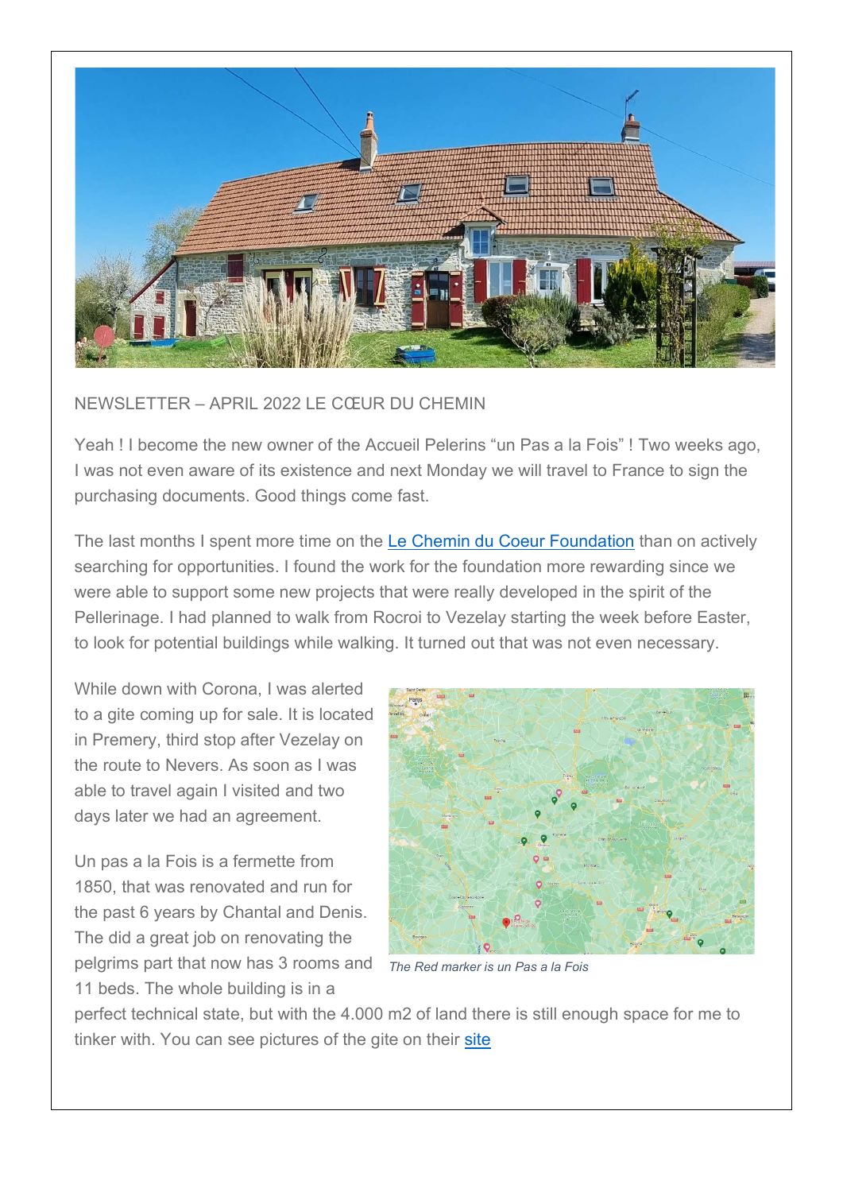NEWSLETTER – APRIL 2022 LE CŒUR DU CHEMIN

Yeah ! I become the new owner of the Accueil Pelerins “un Pas a la Fois” ! Two weeks ago, I was not even aware of its existence and next Monday we will travel to France to sign the purchasing documents. Good things come fast.

The last months I spent more time on the Le Chemin du Coeur Foundation than on actively searching for opportunities. I found the work for the foundation more rewarding since we were able to support some new projects that were really developed in the spirit of the Pellerinage. I had planned to walk from Rocroi to Vezelay starting the week before Easter, to look for potential buildings while walking. It turned out that was not even necessary.

While down with Corona, I was alerted to a gite coming up for sale. It is located in Premery, third stop after Vezelay on the route to Nevers. As soon as I was able to travel again I visited and two days later we had an agreement.

*The Red marker is un Pas a la Fois*

Un pas a la Fois is a fermette from 1850, that was renovated and run for the past 6 years by Chantal and Denis. The did a great job on renovating the pelgrims part that now has 3 rooms and 11 beds. The whole building is in a perfect technical state, but with the 4.000 m2 of land there is still enough space for me to tinker with. You can see pictures of the gite on their site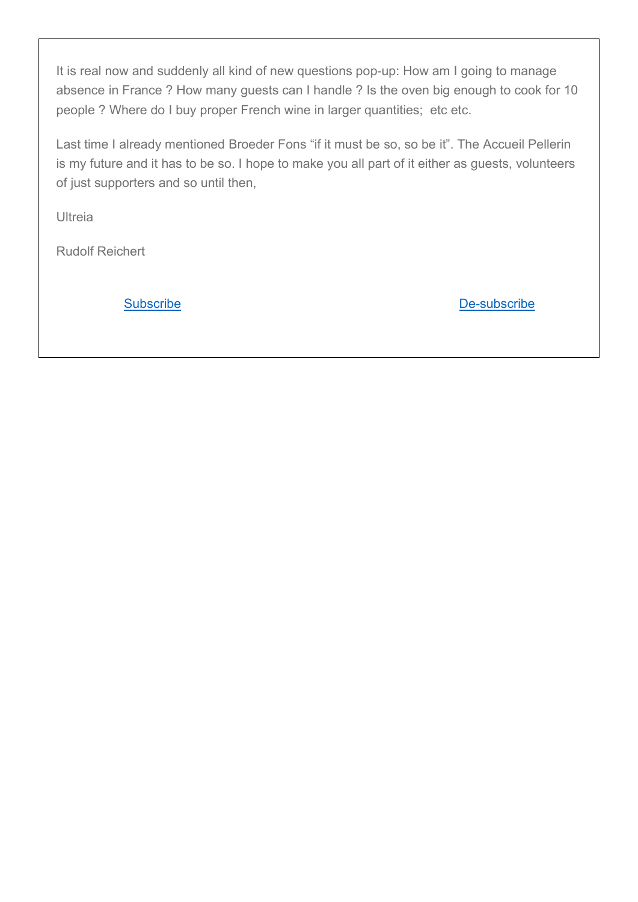It is real now and suddenly all kind of new questions pop-up: How am I going to manage absence in France ? How many guests can I handle ? Is the oven big enough to cook for 10 people ? Where do I buy proper French wine in larger quantities;  etc etc.

Last time I already mentioned Broeder Fons "if it must be so, so be it". The Accueil Pellerin is my future and it has to be so. I hope to make you all part of it either as guests, volunteers of just supporters and so until then,

Ultreia

Rudolf Reichert

Subscribe                                                                 De-subscribe